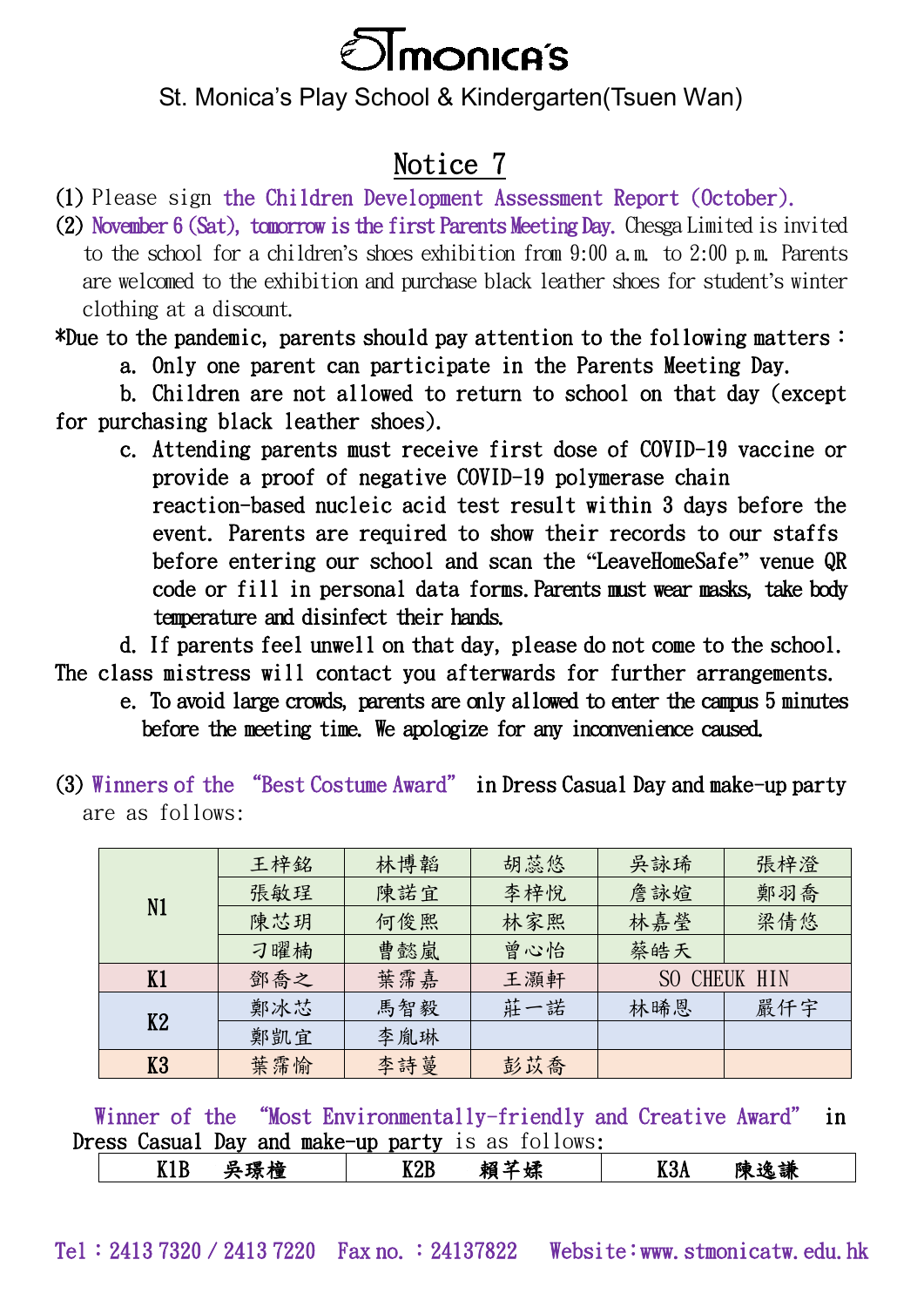# StMonica's

St. Monica's Play School & Kindergarten(Tsuen Wan)

## Notice 7

(1) Please sign the Children Development Assessment Report (October).

(2) November 6 (Sat), tomorrow is the first Parents Meeting Day. Chesga Limited is invited to the school for a children's shoes exhibition from 9:00 a.m. to 2:00 p.m. Parents are welcomed to the exhibition and purchase black leather shoes for student's winter clothing at a discount.

*Due to the pandemic, parents should pay attention to the following matters：

a. Only one parent can participate in the Parents Meeting Day.

b. Children are not allowed to return to school on that day (except for purchasing black leather shoes).

c. Attending parents must receive first dose of COVID-19 vaccine or provide a proof of negative COVID-19 polymerase chain reaction-based nucleic acid test result within 3 days before the event. Parents are required to show their records to our staffs before entering our school and scan the "LeaveHomeSafe" venue QR code or fill in personal data forms. Parents must wear masks, take body temperature and disinfect their hands.

d. If parents feel unwell on that day, please do not come to the school. The class mistress will contact you afterwards for further arrangements.

e. To avoid large crowds, parents are only allowed to enter the campus 5 minutes before the meeting time. We apologize for any inconvenience caused.

(3) Winners of the "Best Costume Award" in Dress Casual Day and make-up party are as follows:

| | | | | | |
|---|---|---|---|---|---|
| N1 | 王梓銘 | 林博韜 | 胡蕊悠 | 吳詠琋 | 張梓澄 |
| | 張敏珵 | 陳諾宜 | 李梓悅 | 詹詠媗 | 鄭羽喬 |
| | 陳芯玥 | 何俊熙 | 林家熙 | 林嘉瑩 | 梁倩悠 |
| | 刁曜楠 | 曹懿嵐 | 曾心怡 | 蔡皓天 | |
| K1 | 鄧喬之 | 葉霈嘉 | 王灝軒 | SO CHEUK HIN | |
| K2 | 鄭冰芯 | 馬智毅 | 莊一諾 | 林晞恩 | 嚴仟宇 |
| | 鄭凱宜 | 李胤琳 | | | |
| K3 | 葉霈愉 | 李詩蔓 | 彭苡喬 | | |

Winner of the "Most Environmentally-friendly and Creative Award" in Dress Casual Day and make-up party is as follows:

| | | |
|---|---|---|
| K1B 吳璟檯 | K2B 賴芊婇 | K3A 陳逸謙 |

Tel：2413 7320 / 2413 7220 Fax no. ：24137822 Website:www.stmonicatw.edu.hk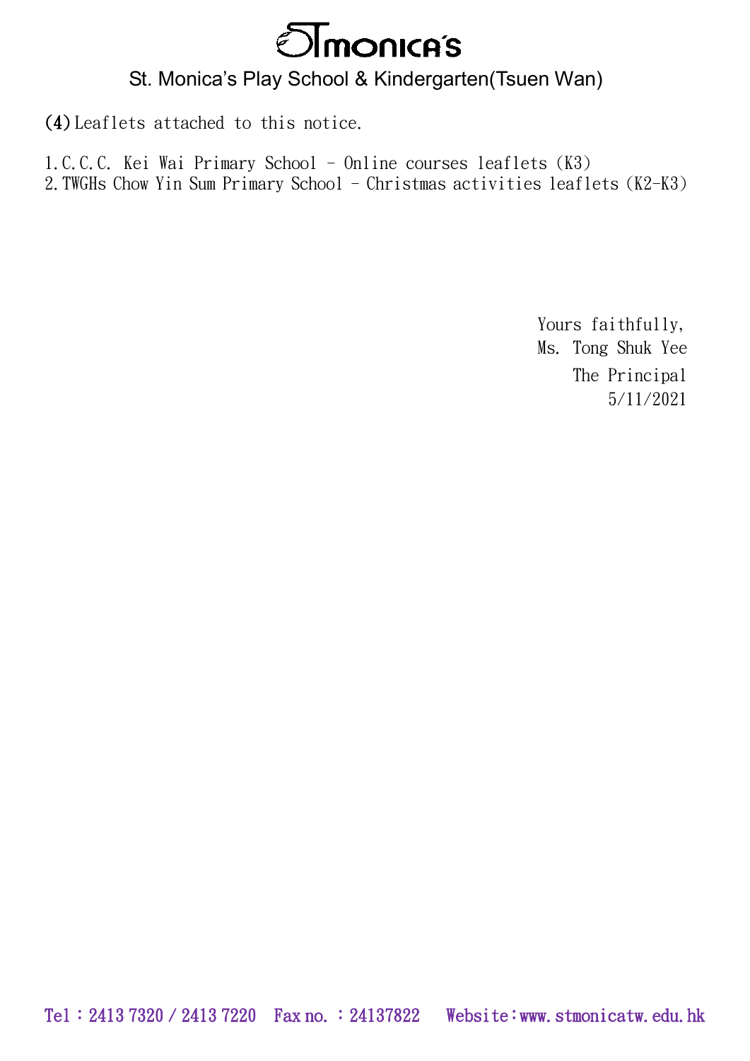# St. Monica's

St. Monica's Play School & Kindergarten(Tsuen Wan)

**(4)** Leaflets attached to this notice.

1. C.C.C. Kei Wai Primary School – Online courses leaflets (K3)
2. TWGHs Chow Yin Sum Primary School – Christmas activities leaflets (K2-K3)

Yours faithfully,
Ms. Tong Shuk Yee
The Principal
5/11/2021

Tel：2413 7320 / 2413 7220 Fax no.：24137822 Website:www.stmonicatw.edu.hk